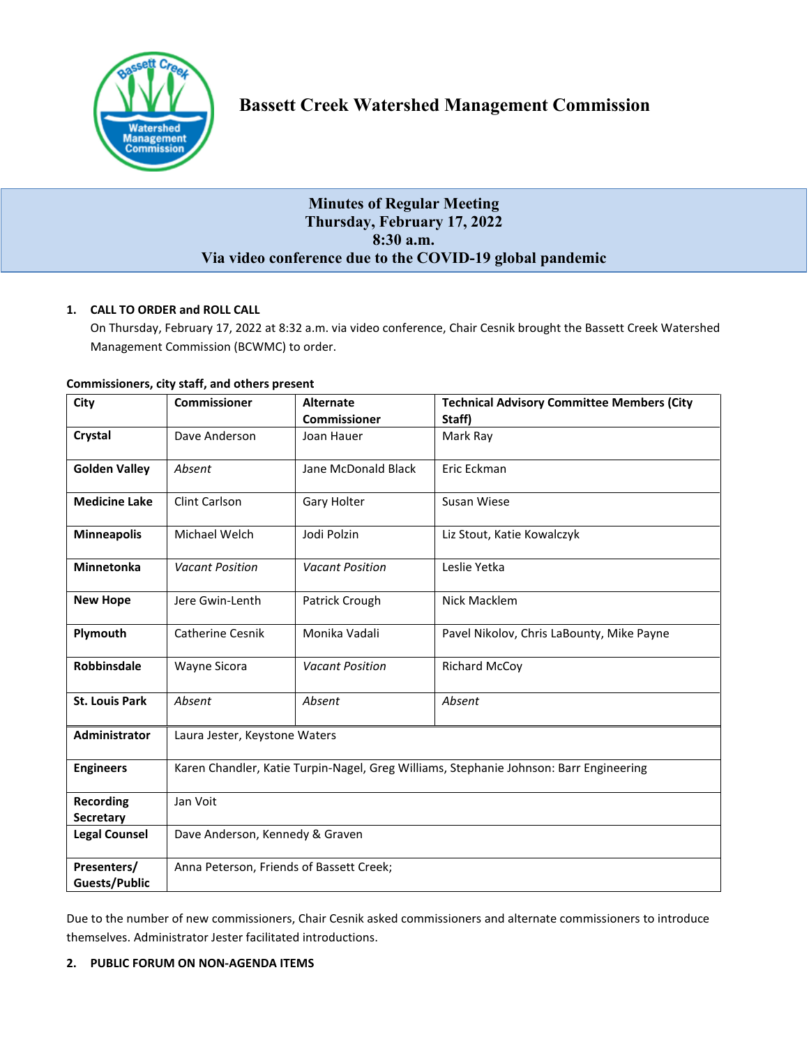# Bassett Creek Watershed Management Commission

## Minutes of Regular Meeting
## Thursday, February 17, 2022
## 8:30 a.m.
## Via video conference due to the COVID-19 global pandemic

**1. CALL TO ORDER and ROLL CALL**

On Thursday, February 17, 2022 at 8:32 a.m. via video conference, Chair Cesnik brought the Bassett Creek Watershed Management Commission (BCWMC) to order.

**Commissioners, city staff, and others present**

| City | Commissioner | Alternate Commissioner | Technical Advisory Committee Members (City Staff) |
|---|---|---|---|
| **Crystal** | Dave Anderson | Joan Hauer | Mark Ray |
| **Golden Valley** | *Absent* | Jane McDonald Black | Eric Eckman |
| **Medicine Lake** | Clint Carlson | Gary Holter | Susan Wiese |
| **Minneapolis** | Michael Welch | Jodi Polzin | Liz Stout, Katie Kowalczyk |
| **Minnetonka** | *Vacant Position* | *Vacant Position* | Leslie Yetka |
| **New Hope** | Jere Gwin-Lenth | Patrick Crough | Nick Macklem |
| **Plymouth** | Catherine Cesnik | Monika Vadali | Pavel Nikolov, Chris LaBounty, Mike Payne |
| **Robbinsdale** | Wayne Sicora | *Vacant Position* | Richard McCoy |
| **St. Louis Park** | *Absent* | *Absent* | *Absent* |
| **Administrator** | Laura Jester, Keystone Waters | | |
| **Engineers** | Karen Chandler, Katie Turpin-Nagel, Greg Williams, Stephanie Johnson: Barr Engineering | | |
| **Recording Secretary** | Jan Voit | | |
| **Legal Counsel** | Dave Anderson, Kennedy & Graven | | |
| **Presenters/ Guests/Public** | Anna Peterson, Friends of Bassett Creek; | | |

Due to the number of new commissioners, Chair Cesnik asked commissioners and alternate commissioners to introduce themselves. Administrator Jester facilitated introductions.

**2. PUBLIC FORUM ON NON-AGENDA ITEMS**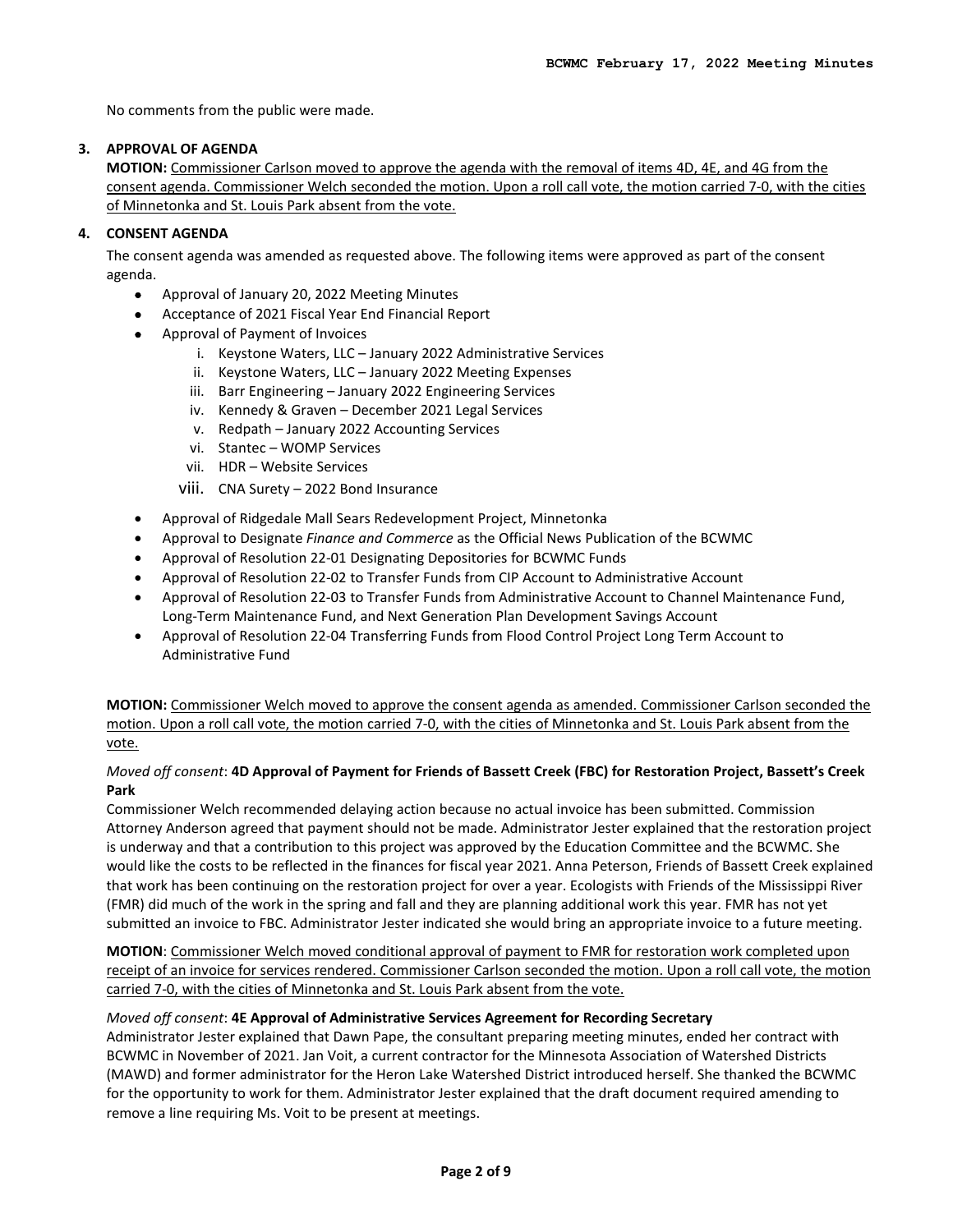No comments from the public were made.

**3. APPROVAL OF AGENDA**

**MOTION:** <u>Commissioner Carlson moved to approve the agenda with the removal of items 4D, 4E, and 4G from the consent agenda. Commissioner Welch seconded the motion. Upon a roll call vote, the motion carried 7-0, with the cities of Minnetonka and St. Louis Park absent from the vote.</u>

**4. CONSENT AGENDA**

The consent agenda was amended as requested above. The following items were approved as part of the consent agenda.

- Approval of January 20, 2022 Meeting Minutes
- Acceptance of 2021 Fiscal Year End Financial Report
- Approval of Payment of Invoices
    1. Keystone Waters, LLC – January 2022 Administrative Services
    2. Keystone Waters, LLC – January 2022 Meeting Expenses
    3. Barr Engineering – January 2022 Engineering Services
    4. Kennedy & Graven – December 2021 Legal Services
    5. Redpath – January 2022 Accounting Services
    6. Stantec – WOMP Services
    7. HDR – Website Services
    8. CNA Surety – 2022 Bond Insurance
- Approval of Ridgedale Mall Sears Redevelopment Project, Minnetonka
- Approval to Designate *Finance and Commerce* as the Official News Publication of the BCWMC
- Approval of Resolution 22-01 Designating Depositories for BCWMC Funds
- Approval of Resolution 22-02 to Transfer Funds from CIP Account to Administrative Account
- Approval of Resolution 22-03 to Transfer Funds from Administrative Account to Channel Maintenance Fund, Long-Term Maintenance Fund, and Next Generation Plan Development Savings Account
- Approval of Resolution 22-04 Transferring Funds from Flood Control Project Long Term Account to Administrative Fund

**MOTION:** <u>Commissioner Welch moved to approve the consent agenda as amended. Commissioner Carlson seconded the motion. Upon a roll call vote, the motion carried 7-0, with the cities of Minnetonka and St. Louis Park absent from the vote.</u>

*Moved off consent*: **4D Approval of Payment for Friends of Bassett Creek (FBC) for Restoration Project, Bassett's Creek Park**

Commissioner Welch recommended delaying action because no actual invoice has been submitted. Commission Attorney Anderson agreed that payment should not be made. Administrator Jester explained that the restoration project is underway and that a contribution to this project was approved by the Education Committee and the BCWMC. She would like the costs to be reflected in the finances for fiscal year 2021. Anna Peterson, Friends of Bassett Creek explained that work has been continuing on the restoration project for over a year. Ecologists with Friends of the Mississippi River (FMR) did much of the work in the spring and fall and they are planning additional work this year. FMR has not yet submitted an invoice to FBC. Administrator Jester indicated she would bring an appropriate invoice to a future meeting.

**MOTION**: <u>Commissioner Welch moved conditional approval of payment to FMR for restoration work completed upon receipt of an invoice for services rendered. Commissioner Carlson seconded the motion. Upon a roll call vote, the motion carried 7-0, with the cities of Minnetonka and St. Louis Park absent from the vote.</u>

*Moved off consent*: **4E Approval of Administrative Services Agreement for Recording Secretary**

Administrator Jester explained that Dawn Pape, the consultant preparing meeting minutes, ended her contract with BCWMC in November of 2021. Jan Voit, a current contractor for the Minnesota Association of Watershed Districts (MAWD) and former administrator for the Heron Lake Watershed District introduced herself. She thanked the BCWMC for the opportunity to work for them. Administrator Jester explained that the draft document required amending to remove a line requiring Ms. Voit to be present at meetings.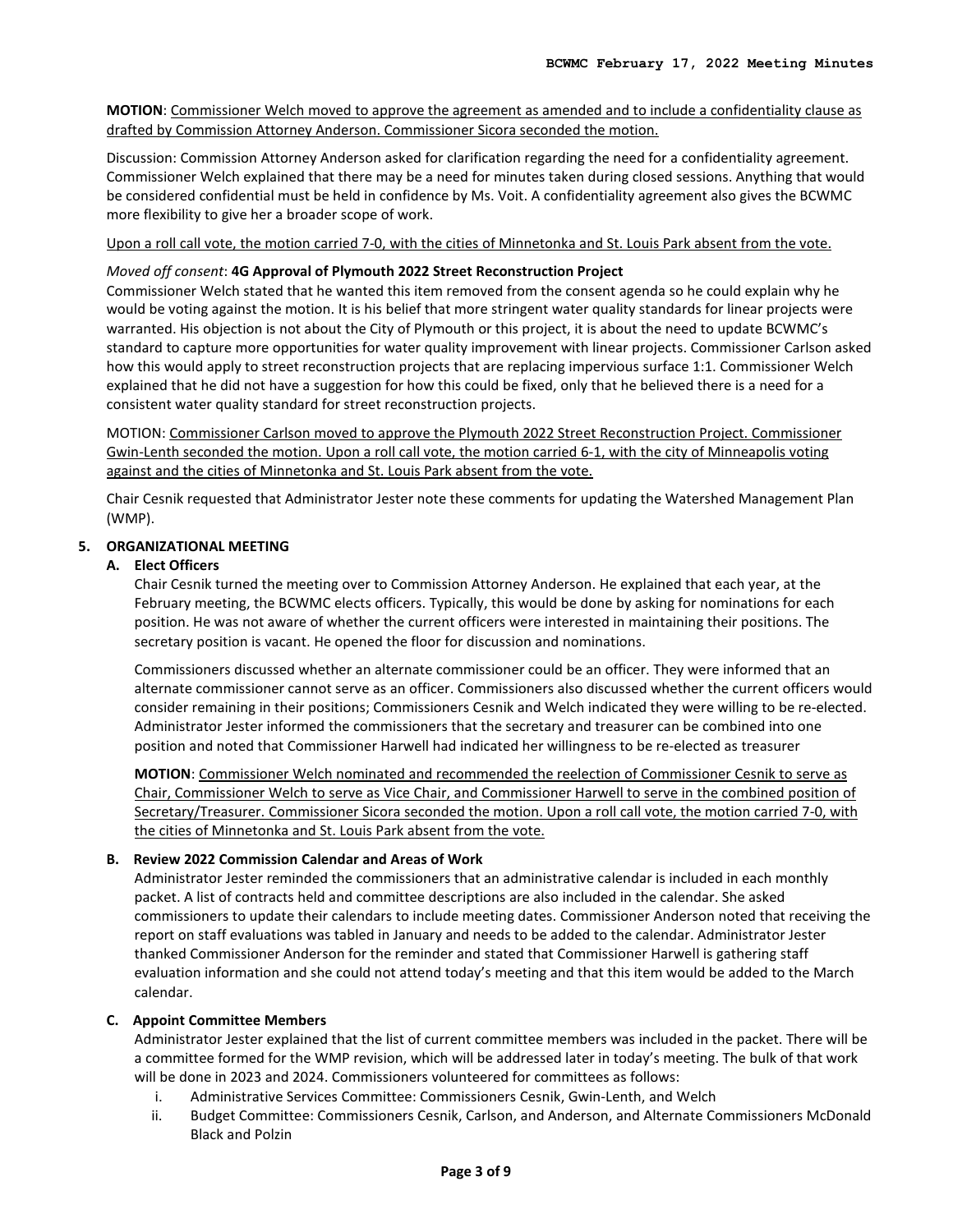**MOTION**: Commissioner Welch moved to approve the agreement as amended and to include a confidentiality clause as drafted by Commission Attorney Anderson. Commissioner Sicora seconded the motion.

Discussion: Commission Attorney Anderson asked for clarification regarding the need for a confidentiality agreement. Commissioner Welch explained that there may be a need for minutes taken during closed sessions. Anything that would be considered confidential must be held in confidence by Ms. Voit. A confidentiality agreement also gives the BCWMC more flexibility to give her a broader scope of work.

Upon a roll call vote, the motion carried 7-0, with the cities of Minnetonka and St. Louis Park absent from the vote.

*Moved off consent*: **4G Approval of Plymouth 2022 Street Reconstruction Project**

Commissioner Welch stated that he wanted this item removed from the consent agenda so he could explain why he would be voting against the motion. It is his belief that more stringent water quality standards for linear projects were warranted. His objection is not about the City of Plymouth or this project, it is about the need to update BCWMC's standard to capture more opportunities for water quality improvement with linear projects. Commissioner Carlson asked how this would apply to street reconstruction projects that are replacing impervious surface 1:1. Commissioner Welch explained that he did not have a suggestion for how this could be fixed, only that he believed there is a need for a consistent water quality standard for street reconstruction projects.

MOTION: Commissioner Carlson moved to approve the Plymouth 2022 Street Reconstruction Project. Commissioner Gwin-Lenth seconded the motion. Upon a roll call vote, the motion carried 6-1, with the city of Minneapolis voting against and the cities of Minnetonka and St. Louis Park absent from the vote.

Chair Cesnik requested that Administrator Jester note these comments for updating the Watershed Management Plan (WMP).

## 5. ORGANIZATIONAL MEETING

### A. Elect Officers

Chair Cesnik turned the meeting over to Commission Attorney Anderson. He explained that each year, at the February meeting, the BCWMC elects officers. Typically, this would be done by asking for nominations for each position. He was not aware of whether the current officers were interested in maintaining their positions. The secretary position is vacant. He opened the floor for discussion and nominations.

Commissioners discussed whether an alternate commissioner could be an officer. They were informed that an alternate commissioner cannot serve as an officer. Commissioners also discussed whether the current officers would consider remaining in their positions; Commissioners Cesnik and Welch indicated they were willing to be re-elected. Administrator Jester informed the commissioners that the secretary and treasurer can be combined into one position and noted that Commissioner Harwell had indicated her willingness to be re-elected as treasurer

**MOTION**: Commissioner Welch nominated and recommended the reelection of Commissioner Cesnik to serve as Chair, Commissioner Welch to serve as Vice Chair, and Commissioner Harwell to serve in the combined position of Secretary/Treasurer. Commissioner Sicora seconded the motion. Upon a roll call vote, the motion carried 7-0, with the cities of Minnetonka and St. Louis Park absent from the vote.

### B. Review 2022 Commission Calendar and Areas of Work

Administrator Jester reminded the commissioners that an administrative calendar is included in each monthly packet. A list of contracts held and committee descriptions are also included in the calendar. She asked commissioners to update their calendars to include meeting dates. Commissioner Anderson noted that receiving the report on staff evaluations was tabled in January and needs to be added to the calendar. Administrator Jester thanked Commissioner Anderson for the reminder and stated that Commissioner Harwell is gathering staff evaluation information and she could not attend today's meeting and that this item would be added to the March calendar.

### C. Appoint Committee Members

Administrator Jester explained that the list of current committee members was included in the packet. There will be a committee formed for the WMP revision, which will be addressed later in today's meeting. The bulk of that work will be done in 2023 and 2024. Commissioners volunteered for committees as follows:

i. Administrative Services Committee: Commissioners Cesnik, Gwin-Lenth, and Welch
ii. Budget Committee: Commissioners Cesnik, Carlson, and Anderson, and Alternate Commissioners McDonald Black and Polzin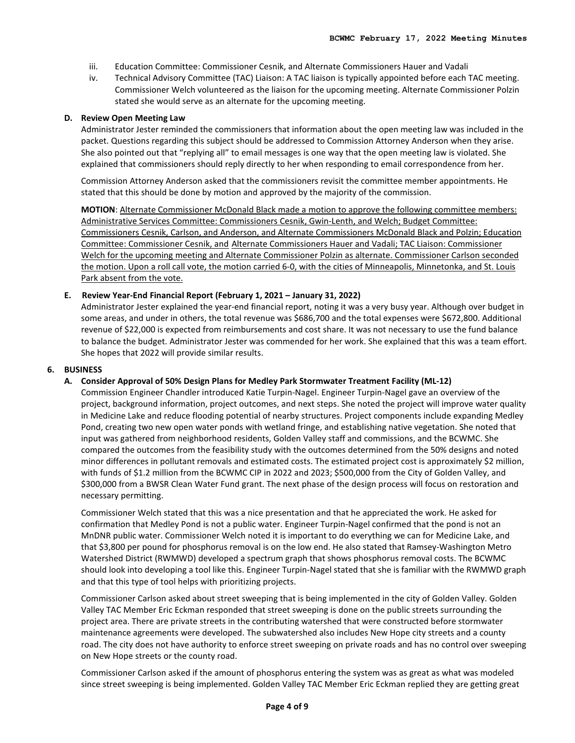iii. Education Committee: Commissioner Cesnik, and Alternate Commissioners Hauer and Vadali

iv. Technical Advisory Committee (TAC) Liaison: A TAC liaison is typically appointed before each TAC meeting. Commissioner Welch volunteered as the liaison for the upcoming meeting. Alternate Commissioner Polzin stated she would serve as an alternate for the upcoming meeting.

**D. Review Open Meeting Law**

Administrator Jester reminded the commissioners that information about the open meeting law was included in the packet. Questions regarding this subject should be addressed to Commission Attorney Anderson when they arise. She also pointed out that "replying all" to email messages is one way that the open meeting law is violated. She explained that commissioners should reply directly to her when responding to email correspondence from her.

Commission Attorney Anderson asked that the commissioners revisit the committee member appointments. He stated that this should be done by motion and approved by the majority of the commission.

**MOTION**: Alternate Commissioner McDonald Black made a motion to approve the following committee members: Administrative Services Committee: Commissioners Cesnik, Gwin-Lenth, and Welch; Budget Committee: Commissioners Cesnik, Carlson, and Anderson, and Alternate Commissioners McDonald Black and Polzin; Education Committee: Commissioner Cesnik, and Alternate Commissioners Hauer and Vadali; TAC Liaison: Commissioner Welch for the upcoming meeting and Alternate Commissioner Polzin as alternate. Commissioner Carlson seconded the motion. Upon a roll call vote, the motion carried 6-0, with the cities of Minneapolis, Minnetonka, and St. Louis Park absent from the vote.

**E. Review Year-End Financial Report (February 1, 2021 – January 31, 2022)**

Administrator Jester explained the year-end financial report, noting it was a very busy year. Although over budget in some areas, and under in others, the total revenue was $686,700 and the total expenses were $672,800. Additional revenue of $22,000 is expected from reimbursements and cost share. It was not necessary to use the fund balance to balance the budget. Administrator Jester was commended for her work. She explained that this was a team effort. She hopes that 2022 will provide similar results.

**6. BUSINESS**

**A. Consider Approval of 50% Design Plans for Medley Park Stormwater Treatment Facility (ML-12)**

Commission Engineer Chandler introduced Katie Turpin-Nagel. Engineer Turpin-Nagel gave an overview of the project, background information, project outcomes, and next steps. She noted the project will improve water quality in Medicine Lake and reduce flooding potential of nearby structures. Project components include expanding Medley Pond, creating two new open water ponds with wetland fringe, and establishing native vegetation. She noted that input was gathered from neighborhood residents, Golden Valley staff and commissions, and the BCWMC. She compared the outcomes from the feasibility study with the outcomes determined from the 50% designs and noted minor differences in pollutant removals and estimated costs. The estimated project cost is approximately $2 million, with funds of $1.2 million from the BCWMC CIP in 2022 and 2023; $500,000 from the City of Golden Valley, and $300,000 from a BWSR Clean Water Fund grant. The next phase of the design process will focus on restoration and necessary permitting.

Commissioner Welch stated that this was a nice presentation and that he appreciated the work. He asked for confirmation that Medley Pond is not a public water. Engineer Turpin-Nagel confirmed that the pond is not an MnDNR public water. Commissioner Welch noted it is important to do everything we can for Medicine Lake, and that $3,800 per pound for phosphorus removal is on the low end. He also stated that Ramsey-Washington Metro Watershed District (RWMWD) developed a spectrum graph that shows phosphorus removal costs. The BCWMC should look into developing a tool like this. Engineer Turpin-Nagel stated that she is familiar with the RWMWD graph and that this type of tool helps with prioritizing projects.

Commissioner Carlson asked about street sweeping that is being implemented in the city of Golden Valley. Golden Valley TAC Member Eric Eckman responded that street sweeping is done on the public streets surrounding the project area. There are private streets in the contributing watershed that were constructed before stormwater maintenance agreements were developed. The subwatershed also includes New Hope city streets and a county road. The city does not have authority to enforce street sweeping on private roads and has no control over sweeping on New Hope streets or the county road.

Commissioner Carlson asked if the amount of phosphorus entering the system was as great as what was modeled since street sweeping is being implemented. Golden Valley TAC Member Eric Eckman replied they are getting great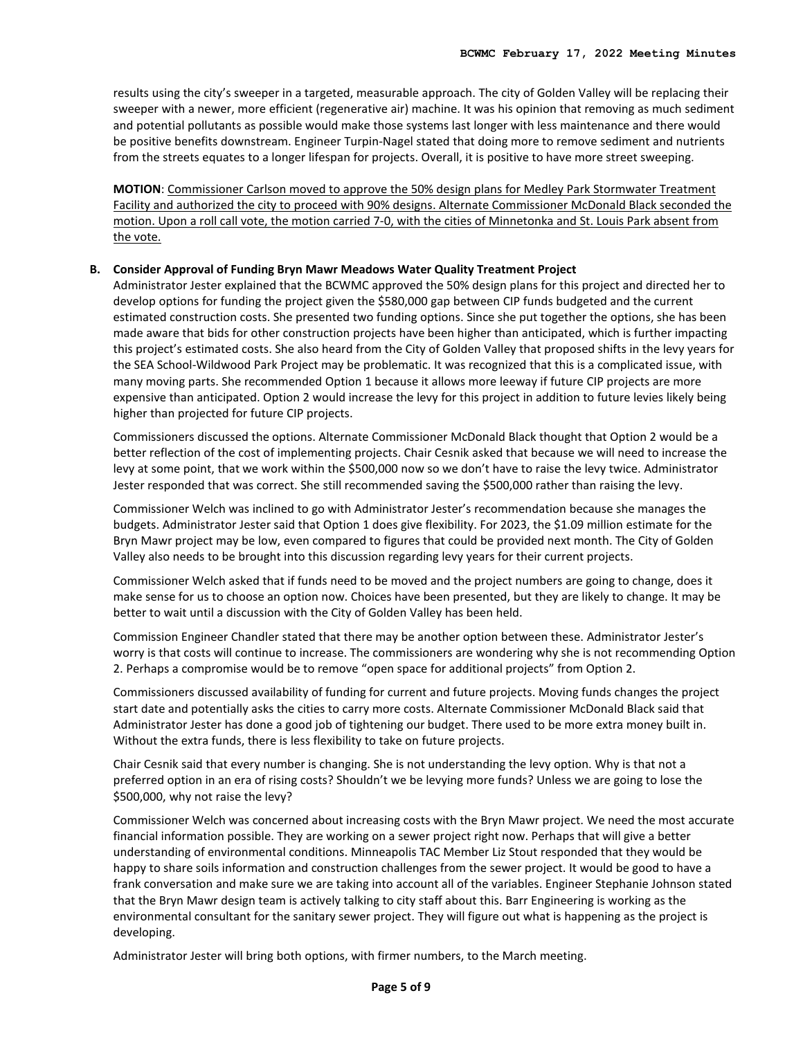results using the city's sweeper in a targeted, measurable approach. The city of Golden Valley will be replacing their sweeper with a newer, more efficient (regenerative air) machine. It was his opinion that removing as much sediment and potential pollutants as possible would make those systems last longer with less maintenance and there would be positive benefits downstream. Engineer Turpin-Nagel stated that doing more to remove sediment and nutrients from the streets equates to a longer lifespan for projects. Overall, it is positive to have more street sweeping.

**MOTION**: <u>Commissioner Carlson moved to approve the 50% design plans for Medley Park Stormwater Treatment Facility and authorized the city to proceed with 90% designs. Alternate Commissioner McDonald Black seconded the motion. Upon a roll call vote, the motion carried 7-0, with the cities of Minnetonka and St. Louis Park absent from the vote.</u>

**B. Consider Approval of Funding Bryn Mawr Meadows Water Quality Treatment Project**

Administrator Jester explained that the BCWMC approved the 50% design plans for this project and directed her to develop options for funding the project given the $580,000 gap between CIP funds budgeted and the current estimated construction costs. She presented two funding options. Since she put together the options, she has been made aware that bids for other construction projects have been higher than anticipated, which is further impacting this project's estimated costs. She also heard from the City of Golden Valley that proposed shifts in the levy years for the SEA School-Wildwood Park Project may be problematic. It was recognized that this is a complicated issue, with many moving parts. She recommended Option 1 because it allows more leeway if future CIP projects are more expensive than anticipated. Option 2 would increase the levy for this project in addition to future levies likely being higher than projected for future CIP projects.

Commissioners discussed the options. Alternate Commissioner McDonald Black thought that Option 2 would be a better reflection of the cost of implementing projects. Chair Cesnik asked that because we will need to increase the levy at some point, that we work within the $500,000 now so we don't have to raise the levy twice. Administrator Jester responded that was correct. She still recommended saving the $500,000 rather than raising the levy.

Commissioner Welch was inclined to go with Administrator Jester's recommendation because she manages the budgets. Administrator Jester said that Option 1 does give flexibility. For 2023, the $1.09 million estimate for the Bryn Mawr project may be low, even compared to figures that could be provided next month. The City of Golden Valley also needs to be brought into this discussion regarding levy years for their current projects.

Commissioner Welch asked that if funds need to be moved and the project numbers are going to change, does it make sense for us to choose an option now. Choices have been presented, but they are likely to change. It may be better to wait until a discussion with the City of Golden Valley has been held.

Commission Engineer Chandler stated that there may be another option between these. Administrator Jester's worry is that costs will continue to increase. The commissioners are wondering why she is not recommending Option 2. Perhaps a compromise would be to remove "open space for additional projects" from Option 2.

Commissioners discussed availability of funding for current and future projects. Moving funds changes the project start date and potentially asks the cities to carry more costs. Alternate Commissioner McDonald Black said that Administrator Jester has done a good job of tightening our budget. There used to be more extra money built in. Without the extra funds, there is less flexibility to take on future projects.

Chair Cesnik said that every number is changing. She is not understanding the levy option. Why is that not a preferred option in an era of rising costs? Shouldn't we be levying more funds? Unless we are going to lose the $500,000, why not raise the levy?

Commissioner Welch was concerned about increasing costs with the Bryn Mawr project. We need the most accurate financial information possible. They are working on a sewer project right now. Perhaps that will give a better understanding of environmental conditions. Minneapolis TAC Member Liz Stout responded that they would be happy to share soils information and construction challenges from the sewer project. It would be good to have a frank conversation and make sure we are taking into account all of the variables. Engineer Stephanie Johnson stated that the Bryn Mawr design team is actively talking to city staff about this. Barr Engineering is working as the environmental consultant for the sanitary sewer project. They will figure out what is happening as the project is developing.

Administrator Jester will bring both options, with firmer numbers, to the March meeting.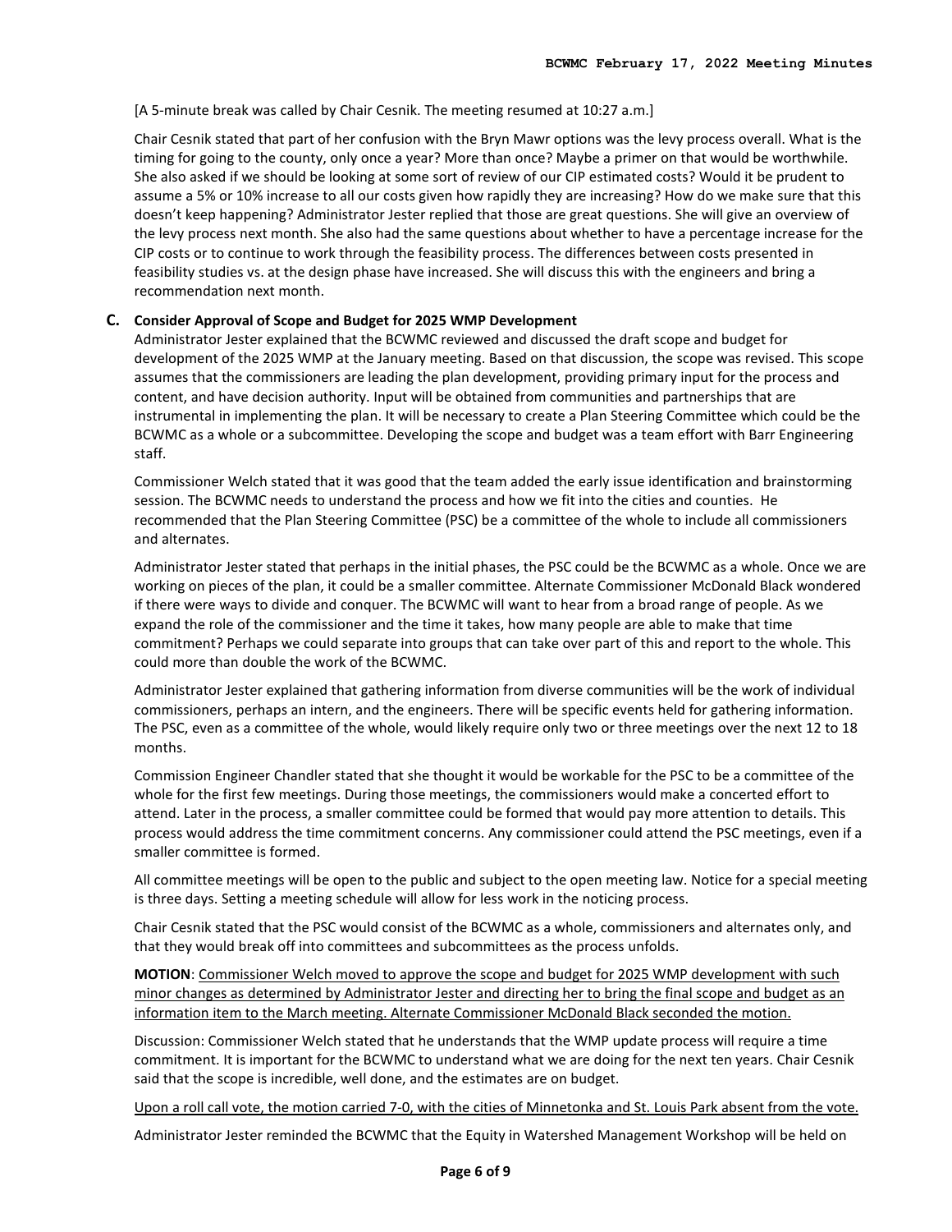[A 5-minute break was called by Chair Cesnik. The meeting resumed at 10:27 a.m.]

Chair Cesnik stated that part of her confusion with the Bryn Mawr options was the levy process overall. What is the timing for going to the county, only once a year? More than once? Maybe a primer on that would be worthwhile. She also asked if we should be looking at some sort of review of our CIP estimated costs? Would it be prudent to assume a 5% or 10% increase to all our costs given how rapidly they are increasing? How do we make sure that this doesn't keep happening? Administrator Jester replied that those are great questions. She will give an overview of the levy process next month. She also had the same questions about whether to have a percentage increase for the CIP costs or to continue to work through the feasibility process. The differences between costs presented in feasibility studies vs. at the design phase have increased. She will discuss this with the engineers and bring a recommendation next month.

**C. Consider Approval of Scope and Budget for 2025 WMP Development**

Administrator Jester explained that the BCWMC reviewed and discussed the draft scope and budget for development of the 2025 WMP at the January meeting. Based on that discussion, the scope was revised. This scope assumes that the commissioners are leading the plan development, providing primary input for the process and content, and have decision authority. Input will be obtained from communities and partnerships that are instrumental in implementing the plan. It will be necessary to create a Plan Steering Committee which could be the BCWMC as a whole or a subcommittee. Developing the scope and budget was a team effort with Barr Engineering staff.

Commissioner Welch stated that it was good that the team added the early issue identification and brainstorming session. The BCWMC needs to understand the process and how we fit into the cities and counties. He recommended that the Plan Steering Committee (PSC) be a committee of the whole to include all commissioners and alternates.

Administrator Jester stated that perhaps in the initial phases, the PSC could be the BCWMC as a whole. Once we are working on pieces of the plan, it could be a smaller committee. Alternate Commissioner McDonald Black wondered if there were ways to divide and conquer. The BCWMC will want to hear from a broad range of people. As we expand the role of the commissioner and the time it takes, how many people are able to make that time commitment? Perhaps we could separate into groups that can take over part of this and report to the whole. This could more than double the work of the BCWMC.

Administrator Jester explained that gathering information from diverse communities will be the work of individual commissioners, perhaps an intern, and the engineers. There will be specific events held for gathering information. The PSC, even as a committee of the whole, would likely require only two or three meetings over the next 12 to 18 months.

Commission Engineer Chandler stated that she thought it would be workable for the PSC to be a committee of the whole for the first few meetings. During those meetings, the commissioners would make a concerted effort to attend. Later in the process, a smaller committee could be formed that would pay more attention to details. This process would address the time commitment concerns. Any commissioner could attend the PSC meetings, even if a smaller committee is formed.

All committee meetings will be open to the public and subject to the open meeting law. Notice for a special meeting is three days. Setting a meeting schedule will allow for less work in the noticing process.

Chair Cesnik stated that the PSC would consist of the BCWMC as a whole, commissioners and alternates only, and that they would break off into committees and subcommittees as the process unfolds.

**MOTION**: Commissioner Welch moved to approve the scope and budget for 2025 WMP development with such minor changes as determined by Administrator Jester and directing her to bring the final scope and budget as an information item to the March meeting. Alternate Commissioner McDonald Black seconded the motion.

Discussion: Commissioner Welch stated that he understands that the WMP update process will require a time commitment. It is important for the BCWMC to understand what we are doing for the next ten years. Chair Cesnik said that the scope is incredible, well done, and the estimates are on budget.

Upon a roll call vote, the motion carried 7-0, with the cities of Minnetonka and St. Louis Park absent from the vote.

Administrator Jester reminded the BCWMC that the Equity in Watershed Management Workshop will be held on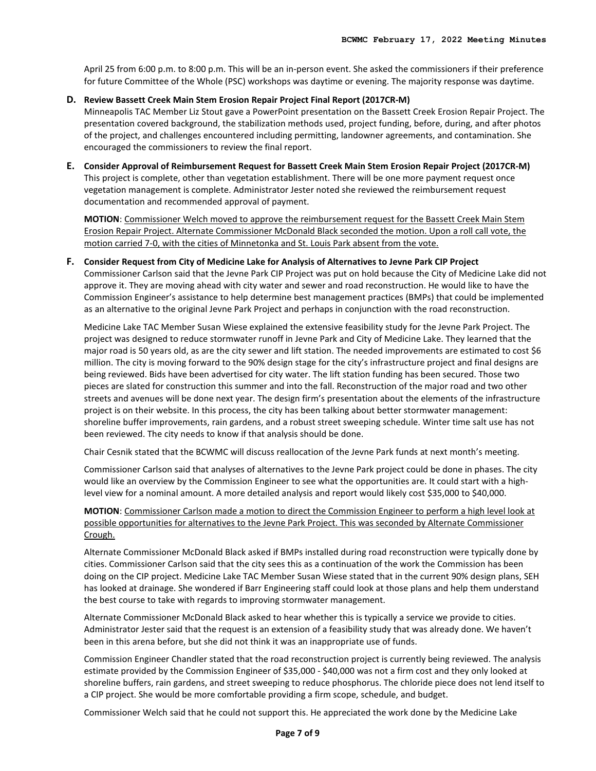April 25 from 6:00 p.m. to 8:00 p.m. This will be an in-person event. She asked the commissioners if their preference for future Committee of the Whole (PSC) workshops was daytime or evening. The majority response was daytime.

**D. Review Bassett Creek Main Stem Erosion Repair Project Final Report (2017CR-M)**

Minneapolis TAC Member Liz Stout gave a PowerPoint presentation on the Bassett Creek Erosion Repair Project. The presentation covered background, the stabilization methods used, project funding, before, during, and after photos of the project, and challenges encountered including permitting, landowner agreements, and contamination. She encouraged the commissioners to review the final report.

**E. Consider Approval of Reimbursement Request for Bassett Creek Main Stem Erosion Repair Project (2017CR-M)**

This project is complete, other than vegetation establishment. There will be one more payment request once vegetation management is complete. Administrator Jester noted she reviewed the reimbursement request documentation and recommended approval of payment.

**MOTION**: Commissioner Welch moved to approve the reimbursement request for the Bassett Creek Main Stem Erosion Repair Project. Alternate Commissioner McDonald Black seconded the motion. Upon a roll call vote, the motion carried 7-0, with the cities of Minnetonka and St. Louis Park absent from the vote.

**F. Consider Request from City of Medicine Lake for Analysis of Alternatives to Jevne Park CIP Project**

Commissioner Carlson said that the Jevne Park CIP Project was put on hold because the City of Medicine Lake did not approve it. They are moving ahead with city water and sewer and road reconstruction. He would like to have the Commission Engineer's assistance to help determine best management practices (BMPs) that could be implemented as an alternative to the original Jevne Park Project and perhaps in conjunction with the road reconstruction.

Medicine Lake TAC Member Susan Wiese explained the extensive feasibility study for the Jevne Park Project. The project was designed to reduce stormwater runoff in Jevne Park and City of Medicine Lake. They learned that the major road is 50 years old, as are the city sewer and lift station. The needed improvements are estimated to cost $6 million. The city is moving forward to the 90% design stage for the city's infrastructure project and final designs are being reviewed. Bids have been advertised for city water. The lift station funding has been secured. Those two pieces are slated for construction this summer and into the fall. Reconstruction of the major road and two other streets and avenues will be done next year. The design firm's presentation about the elements of the infrastructure project is on their website. In this process, the city has been talking about better stormwater management: shoreline buffer improvements, rain gardens, and a robust street sweeping schedule. Winter time salt use has not been reviewed. The city needs to know if that analysis should be done.

Chair Cesnik stated that the BCWMC will discuss reallocation of the Jevne Park funds at next month's meeting.

Commissioner Carlson said that analyses of alternatives to the Jevne Park project could be done in phases. The city would like an overview by the Commission Engineer to see what the opportunities are. It could start with a high-level view for a nominal amount. A more detailed analysis and report would likely cost $35,000 to $40,000.

**MOTION**: Commissioner Carlson made a motion to direct the Commission Engineer to perform a high level look at possible opportunities for alternatives to the Jevne Park Project. This was seconded by Alternate Commissioner Crough.

Alternate Commissioner McDonald Black asked if BMPs installed during road reconstruction were typically done by cities. Commissioner Carlson said that the city sees this as a continuation of the work the Commission has been doing on the CIP project. Medicine Lake TAC Member Susan Wiese stated that in the current 90% design plans, SEH has looked at drainage. She wondered if Barr Engineering staff could look at those plans and help them understand the best course to take with regards to improving stormwater management.

Alternate Commissioner McDonald Black asked to hear whether this is typically a service we provide to cities. Administrator Jester said that the request is an extension of a feasibility study that was already done. We haven't been in this arena before, but she did not think it was an inappropriate use of funds.

Commission Engineer Chandler stated that the road reconstruction project is currently being reviewed. The analysis estimate provided by the Commission Engineer of $35,000 - $40,000 was not a firm cost and they only looked at shoreline buffers, rain gardens, and street sweeping to reduce phosphorus. The chloride piece does not lend itself to a CIP project. She would be more comfortable providing a firm scope, schedule, and budget.

Commissioner Welch said that he could not support this. He appreciated the work done by the Medicine Lake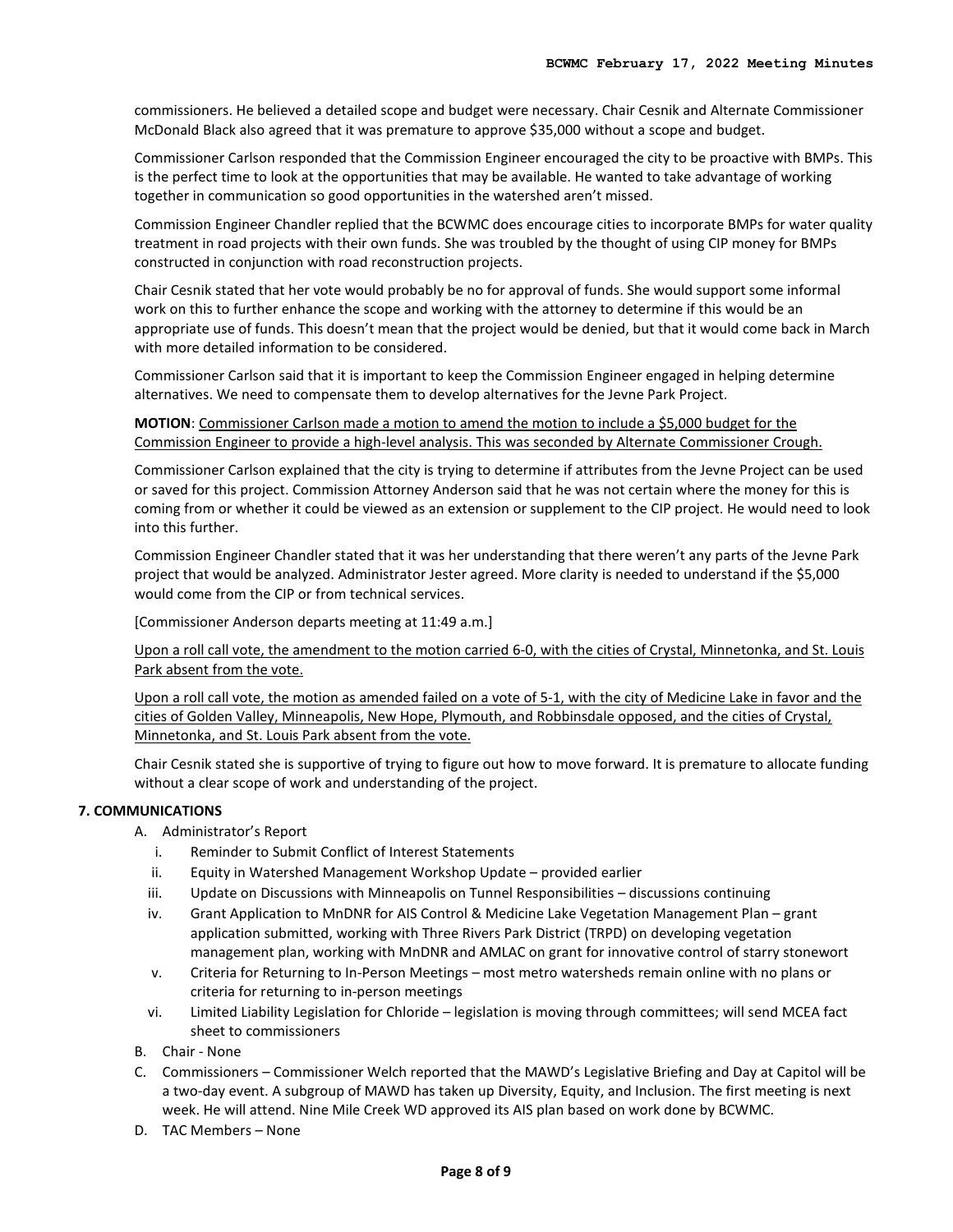commissioners. He believed a detailed scope and budget were necessary. Chair Cesnik and Alternate Commissioner McDonald Black also agreed that it was premature to approve $35,000 without a scope and budget.

Commissioner Carlson responded that the Commission Engineer encouraged the city to be proactive with BMPs. This is the perfect time to look at the opportunities that may be available. He wanted to take advantage of working together in communication so good opportunities in the watershed aren't missed.

Commission Engineer Chandler replied that the BCWMC does encourage cities to incorporate BMPs for water quality treatment in road projects with their own funds. She was troubled by the thought of using CIP money for BMPs constructed in conjunction with road reconstruction projects.

Chair Cesnik stated that her vote would probably be no for approval of funds. She would support some informal work on this to further enhance the scope and working with the attorney to determine if this would be an appropriate use of funds. This doesn't mean that the project would be denied, but that it would come back in March with more detailed information to be considered.

Commissioner Carlson said that it is important to keep the Commission Engineer engaged in helping determine alternatives. We need to compensate them to develop alternatives for the Jevne Park Project.

**MOTION**: <u>Commissioner Carlson made a motion to amend the motion to include a $5,000 budget for the Commission Engineer to provide a high-level analysis. This was seconded by Alternate Commissioner Crough.</u>

Commissioner Carlson explained that the city is trying to determine if attributes from the Jevne Project can be used or saved for this project. Commission Attorney Anderson said that he was not certain where the money for this is coming from or whether it could be viewed as an extension or supplement to the CIP project. He would need to look into this further.

Commission Engineer Chandler stated that it was her understanding that there weren't any parts of the Jevne Park project that would be analyzed. Administrator Jester agreed. More clarity is needed to understand if the $5,000 would come from the CIP or from technical services.

[Commissioner Anderson departs meeting at 11:49 a.m.]

<u>Upon a roll call vote, the amendment to the motion carried 6-0, with the cities of Crystal, Minnetonka, and St. Louis Park absent from the vote.</u>

<u>Upon a roll call vote, the motion as amended failed on a vote of 5-1, with the city of Medicine Lake in favor and the cities of Golden Valley, Minneapolis, New Hope, Plymouth, and Robbinsdale opposed, and the cities of Crystal, Minnetonka, and St. Louis Park absent from the vote.</u>

Chair Cesnik stated she is supportive of trying to figure out how to move forward. It is premature to allocate funding without a clear scope of work and understanding of the project.

## 7. COMMUNICATIONS

A. Administrator's Report
   i. Reminder to Submit Conflict of Interest Statements
   ii. Equity in Watershed Management Workshop Update – provided earlier
   iii. Update on Discussions with Minneapolis on Tunnel Responsibilities – discussions continuing
   iv. Grant Application to MnDNR for AIS Control & Medicine Lake Vegetation Management Plan – grant application submitted, working with Three Rivers Park District (TRPD) on developing vegetation management plan, working with MnDNR and AMLAC on grant for innovative control of starry stonewort
   v. Criteria for Returning to In-Person Meetings – most metro watersheds remain online with no plans or criteria for returning to in-person meetings
   vi. Limited Liability Legislation for Chloride – legislation is moving through committees; will send MCEA fact sheet to commissioners

B. Chair - None

C. Commissioners – Commissioner Welch reported that the MAWD's Legislative Briefing and Day at Capitol will be a two-day event. A subgroup of MAWD has taken up Diversity, Equity, and Inclusion. The first meeting is next week. He will attend. Nine Mile Creek WD approved its AIS plan based on work done by BCWMC.

D. TAC Members – None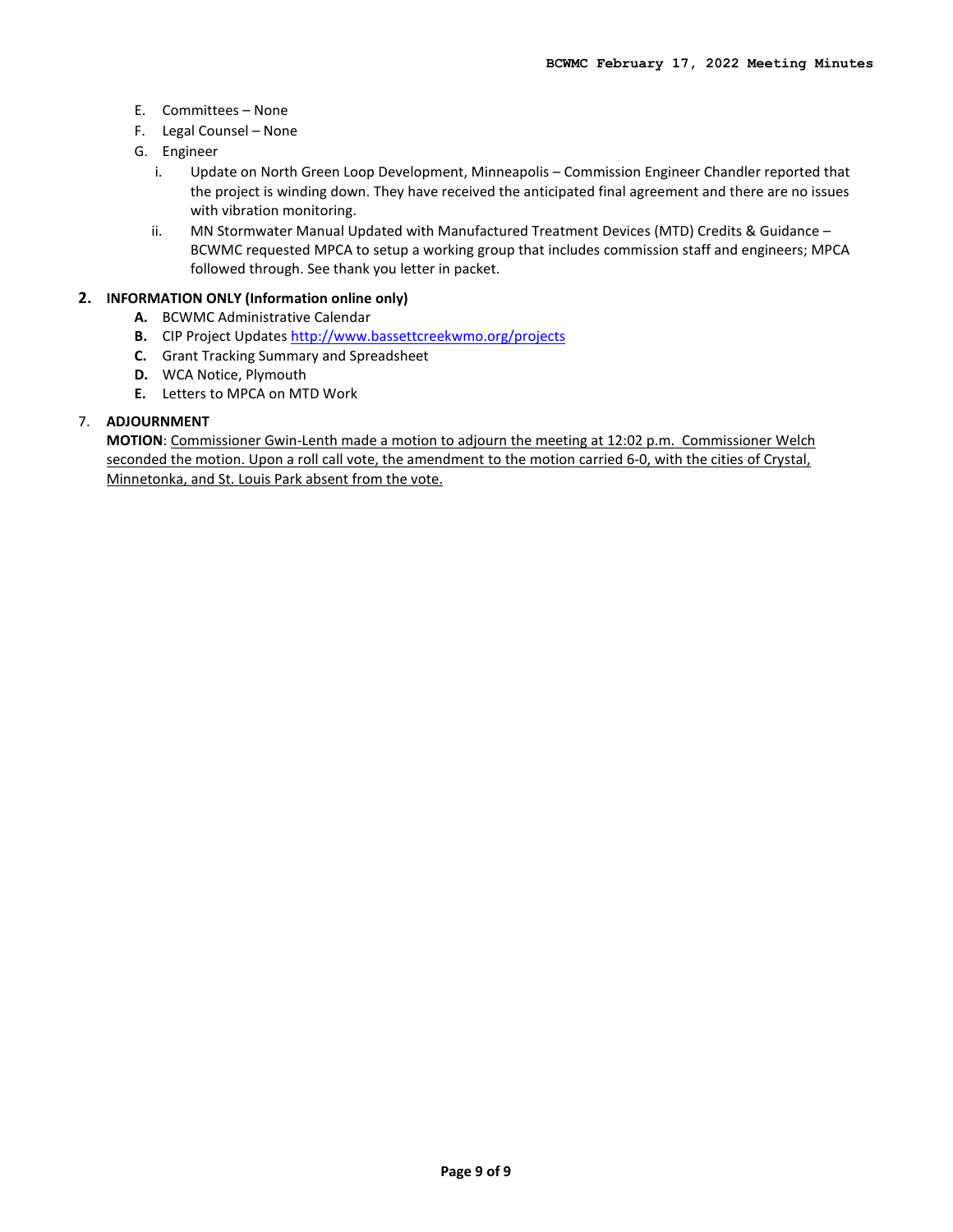E. Committees – None

F. Legal Counsel – None

G. Engineer

   i. Update on North Green Loop Development, Minneapolis – Commission Engineer Chandler reported that the project is winding down. They have received the anticipated final agreement and there are no issues with vibration monitoring.

   ii. MN Stormwater Manual Updated with Manufactured Treatment Devices (MTD) Credits & Guidance – BCWMC requested MPCA to setup a working group that includes commission staff and engineers; MPCA followed through. See thank you letter in packet.

**2. INFORMATION ONLY (Information online only)**

**A.** BCWMC Administrative Calendar

**B.** CIP Project Updates http://www.bassettcreekwmo.org/projects

**C.** Grant Tracking Summary and Spreadsheet

**D.** WCA Notice, Plymouth

**E.** Letters to MPCA on MTD Work

7. **ADJOURNMENT**

**MOTION**: Commissioner Gwin-Lenth made a motion to adjourn the meeting at 12:02 p.m. Commissioner Welch seconded the motion. Upon a roll call vote, the amendment to the motion carried 6-0, with the cities of Crystal, Minnetonka, and St. Louis Park absent from the vote.